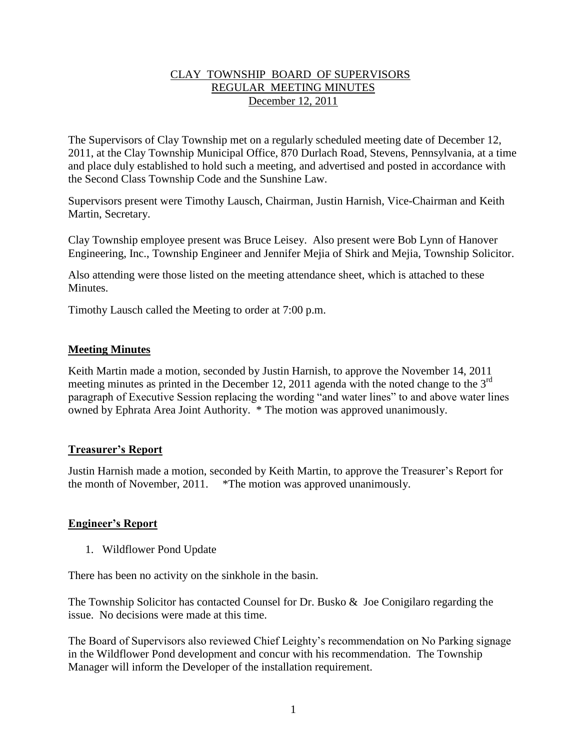CLAY TOWNSHIP BOARD OF SUPERVISORS
REGULAR MEETING MINUTES
December 12, 2011

The Supervisors of Clay Township met on a regularly scheduled meeting date of December 12, 2011, at the Clay Township Municipal Office, 870 Durlach Road, Stevens, Pennsylvania, at a time and place duly established to hold such a meeting, and advertised and posted in accordance with the Second Class Township Code and the Sunshine Law.

Supervisors present were Timothy Lausch, Chairman, Justin Harnish, Vice-Chairman and Keith Martin, Secretary.

Clay Township employee present was Bruce Leisey. Also present were Bob Lynn of Hanover Engineering, Inc., Township Engineer and Jennifer Mejia of Shirk and Mejia, Township Solicitor.

Also attending were those listed on the meeting attendance sheet, which is attached to these Minutes.

Timothy Lausch called the Meeting to order at 7:00 p.m.

## Meeting Minutes

Keith Martin made a motion, seconded by Justin Harnish, to approve the November 14, 2011 meeting minutes as printed in the December 12, 2011 agenda with the noted change to the 3rd paragraph of Executive Session replacing the wording "and water lines" to and above water lines owned by Ephrata Area Joint Authority. * The motion was approved unanimously.

## Treasurer's Report

Justin Harnish made a motion, seconded by Keith Martin, to approve the Treasurer's Report for the month of November, 2011. *The motion was approved unanimously.

## Engineer's Report

1. Wildflower Pond Update

There has been no activity on the sinkhole in the basin.

The Township Solicitor has contacted Counsel for Dr. Busko & Joe Conigilaro regarding the issue. No decisions were made at this time.

The Board of Supervisors also reviewed Chief Leighty's recommendation on No Parking signage in the Wildflower Pond development and concur with his recommendation. The Township Manager will inform the Developer of the installation requirement.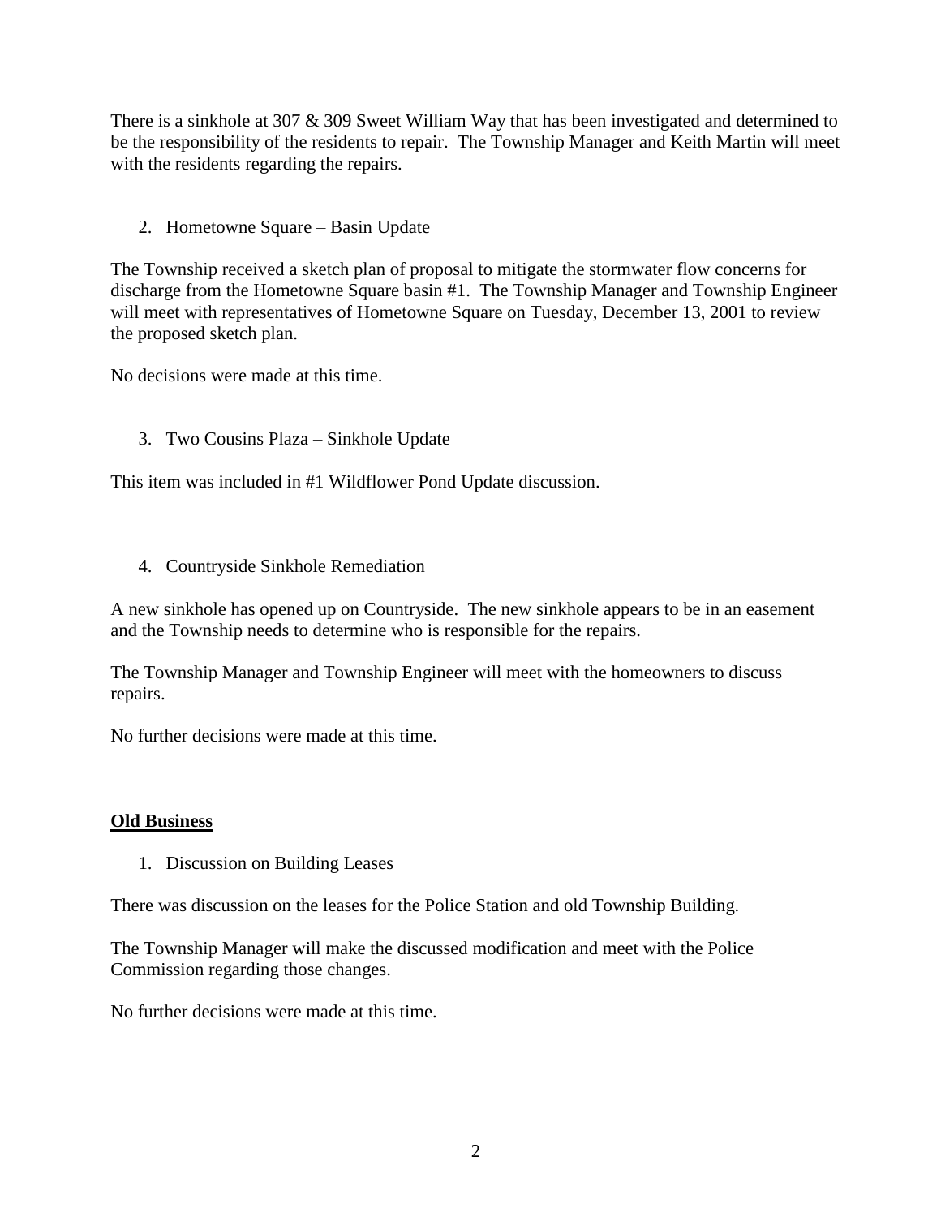There is a sinkhole at 307 & 309 Sweet William Way that has been investigated and determined to be the responsibility of the residents to repair. The Township Manager and Keith Martin will meet with the residents regarding the repairs.

2. Hometowne Square – Basin Update

The Township received a sketch plan of proposal to mitigate the stormwater flow concerns for discharge from the Hometowne Square basin #1. The Township Manager and Township Engineer will meet with representatives of Hometowne Square on Tuesday, December 13, 2001 to review the proposed sketch plan.

No decisions were made at this time.

3. Two Cousins Plaza – Sinkhole Update

This item was included in #1 Wildflower Pond Update discussion.

4. Countryside Sinkhole Remediation

A new sinkhole has opened up on Countryside. The new sinkhole appears to be in an easement and the Township needs to determine who is responsible for the repairs.

The Township Manager and Township Engineer will meet with the homeowners to discuss repairs.

No further decisions were made at this time.

**Old Business**

1. Discussion on Building Leases

There was discussion on the leases for the Police Station and old Township Building.

The Township Manager will make the discussed modification and meet with the Police Commission regarding those changes.

No further decisions were made at this time.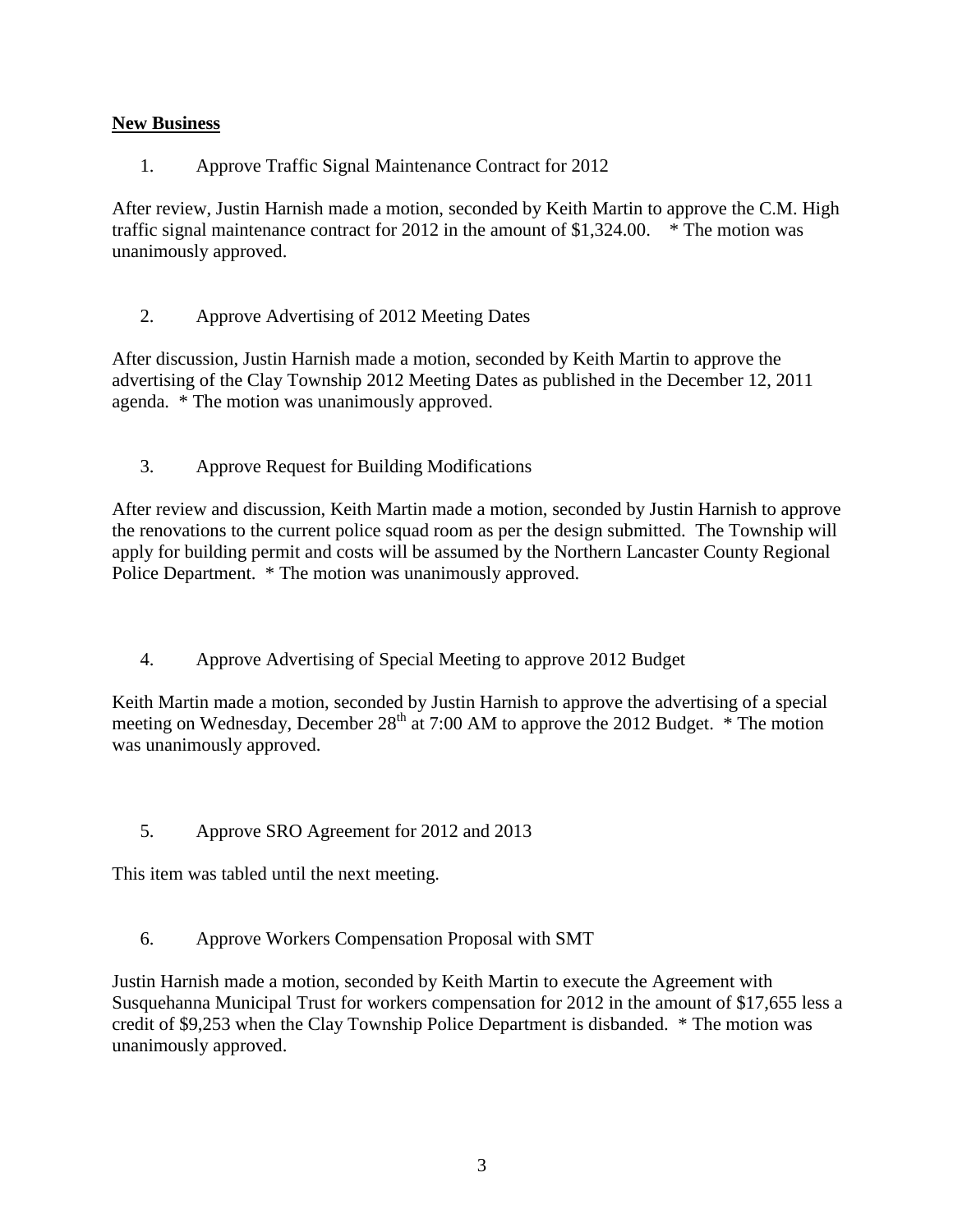**New Business**

1. Approve Traffic Signal Maintenance Contract for 2012

After review, Justin Harnish made a motion, seconded by Keith Martin to approve the C.M. High traffic signal maintenance contract for 2012 in the amount of $1,324.00. * The motion was unanimously approved.

2. Approve Advertising of 2012 Meeting Dates

After discussion, Justin Harnish made a motion, seconded by Keith Martin to approve the advertising of the Clay Township 2012 Meeting Dates as published in the December 12, 2011 agenda. * The motion was unanimously approved.

3. Approve Request for Building Modifications

After review and discussion, Keith Martin made a motion, seconded by Justin Harnish to approve the renovations to the current police squad room as per the design submitted. The Township will apply for building permit and costs will be assumed by the Northern Lancaster County Regional Police Department. * The motion was unanimously approved.

4. Approve Advertising of Special Meeting to approve 2012 Budget

Keith Martin made a motion, seconded by Justin Harnish to approve the advertising of a special meeting on Wednesday, December 28th at 7:00 AM to approve the 2012 Budget. * The motion was unanimously approved.

5. Approve SRO Agreement for 2012 and 2013

This item was tabled until the next meeting.

6. Approve Workers Compensation Proposal with SMT

Justin Harnish made a motion, seconded by Keith Martin to execute the Agreement with Susquehanna Municipal Trust for workers compensation for 2012 in the amount of $17,655 less a credit of $9,253 when the Clay Township Police Department is disbanded. * The motion was unanimously approved.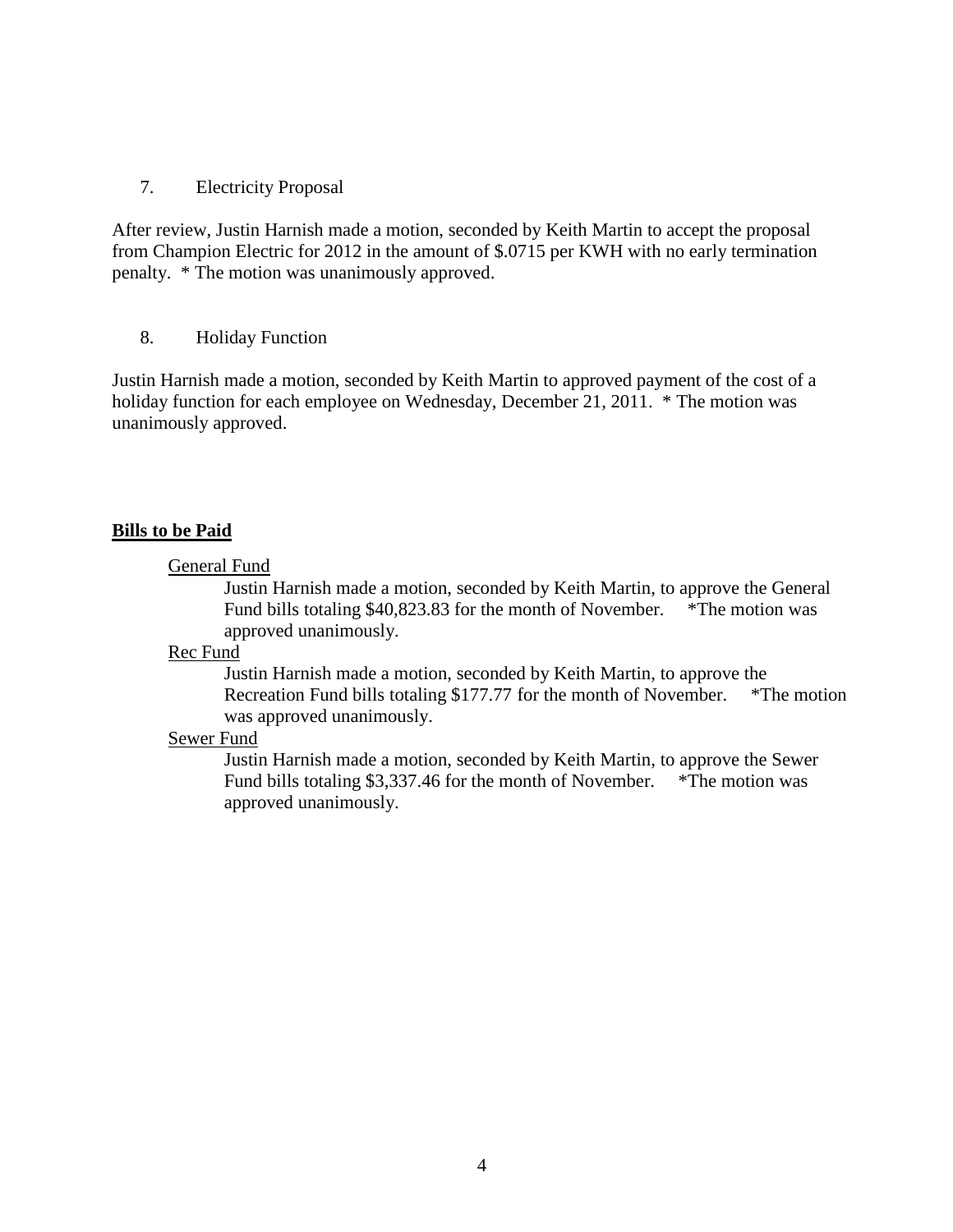7. Electricity Proposal

After review, Justin Harnish made a motion, seconded by Keith Martin to accept the proposal from Champion Electric for 2012 in the amount of $.0715 per KWH with no early termination penalty. * The motion was unanimously approved.

8. Holiday Function

Justin Harnish made a motion, seconded by Keith Martin to approved payment of the cost of a holiday function for each employee on Wednesday, December 21, 2011. * The motion was unanimously approved.

**Bills to be Paid**

General Fund

Justin Harnish made a motion, seconded by Keith Martin, to approve the General Fund bills totaling $40,823.83 for the month of November. *The motion was approved unanimously.

Rec Fund

Justin Harnish made a motion, seconded by Keith Martin, to approve the Recreation Fund bills totaling $177.77 for the month of November. *The motion was approved unanimously.

Sewer Fund

Justin Harnish made a motion, seconded by Keith Martin, to approve the Sewer Fund bills totaling $3,337.46 for the month of November. *The motion was approved unanimously.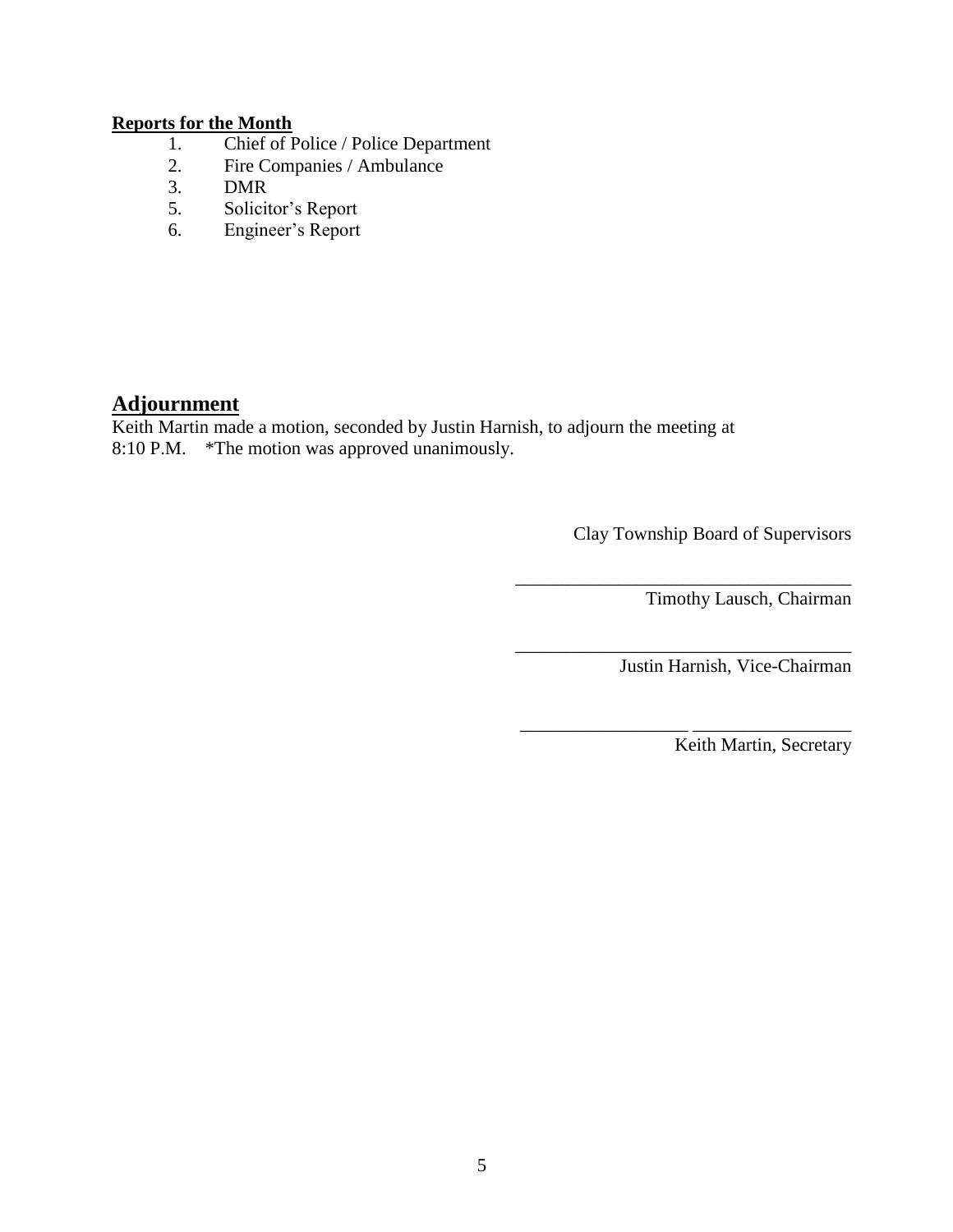**Reports for the Month**

1. Chief of Police / Police Department
2. Fire Companies / Ambulance
3. DMR
5. Solicitor's Report
6. Engineer's Report

## Adjournment

Keith Martin made a motion, seconded by Justin Harnish, to adjourn the meeting at 8:10 P.M. *The motion was approved unanimously.

Clay Township Board of Supervisors

\_\_\_\_\_\_\_\_\_\_\_\_\_\_\_\_\_\_\_\_\_\_\_\_\_\_\_\_\_\_\_\_\_\_\_\_
Timothy Lausch, Chairman

\_\_\_\_\_\_\_\_\_\_\_\_\_\_\_\_\_\_\_\_\_\_\_\_\_\_\_\_\_\_\_\_\_\_\_\_
Justin Harnish, Vice-Chairman

\_\_\_\_\_\_\_\_\_\_\_\_\_\_\_\_\_\_ \_\_\_\_\_\_\_\_\_\_\_\_\_\_\_\_\_
Keith Martin, Secretary